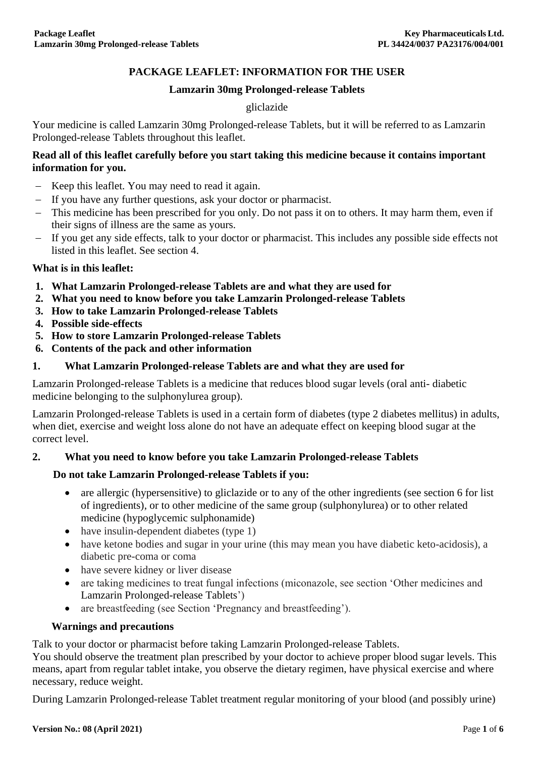# PACKAGE LEAFLET: INFORMATION FOR THE USER

## Lamzarin 30mg Prolonged-release Tablets

gliclazide

Your medicine is called Lamzarin 30mg Prolonged-release Tablets, but it will be referred to as Lamzarin Prolonged-release Tablets throughout this leaflet.

**Read all of this leaflet carefully before you start taking this medicine because it contains important information for you.**

- Keep this leaflet. You may need to read it again.
- If you have any further questions, ask your doctor or pharmacist.
- This medicine has been prescribed for you only. Do not pass it on to others. It may harm them, even if their signs of illness are the same as yours.
- If you get any side effects, talk to your doctor or pharmacist. This includes any possible side effects not listed in this leaflet. See section 4.

**What is in this leaflet:**

1. **What Lamzarin Prolonged-release Tablets are and what they are used for**
2. **What you need to know before you take Lamzarin Prolonged-release Tablets**
3. **How to take Lamzarin Prolonged-release Tablets**
4. **Possible side-effects**
5. **How to store Lamzarin Prolonged-release Tablets**
6. **Contents of the pack and other information**

## 1. What Lamzarin Prolonged-release Tablets are and what they are used for

Lamzarin Prolonged-release Tablets is a medicine that reduces blood sugar levels (oral anti- diabetic medicine belonging to the sulphonylurea group).

Lamzarin Prolonged-release Tablets is used in a certain form of diabetes (type 2 diabetes mellitus) in adults, when diet, exercise and weight loss alone do not have an adequate effect on keeping blood sugar at the correct level.

## 2. What you need to know before you take Lamzarin Prolonged-release Tablets

### Do not take Lamzarin Prolonged-release Tablets if you:

- are allergic (hypersensitive) to gliclazide or to any of the other ingredients (see section 6 for list of ingredients), or to other medicine of the same group (sulphonylurea) or to other related medicine (hypoglycemic sulphonamide)
- have insulin-dependent diabetes (type 1)
- have ketone bodies and sugar in your urine (this may mean you have diabetic keto-acidosis), a diabetic pre-coma or coma
- have severe kidney or liver disease
- are taking medicines to treat fungal infections (miconazole, see section 'Other medicines and Lamzarin Prolonged-release Tablets')
- are breastfeeding (see Section 'Pregnancy and breastfeeding').

### Warnings and precautions

Talk to your doctor or pharmacist before taking Lamzarin Prolonged-release Tablets.
You should observe the treatment plan prescribed by your doctor to achieve proper blood sugar levels. This means, apart from regular tablet intake, you observe the dietary regimen, have physical exercise and where necessary, reduce weight.

During Lamzarin Prolonged-release Tablet treatment regular monitoring of your blood (and possibly urine)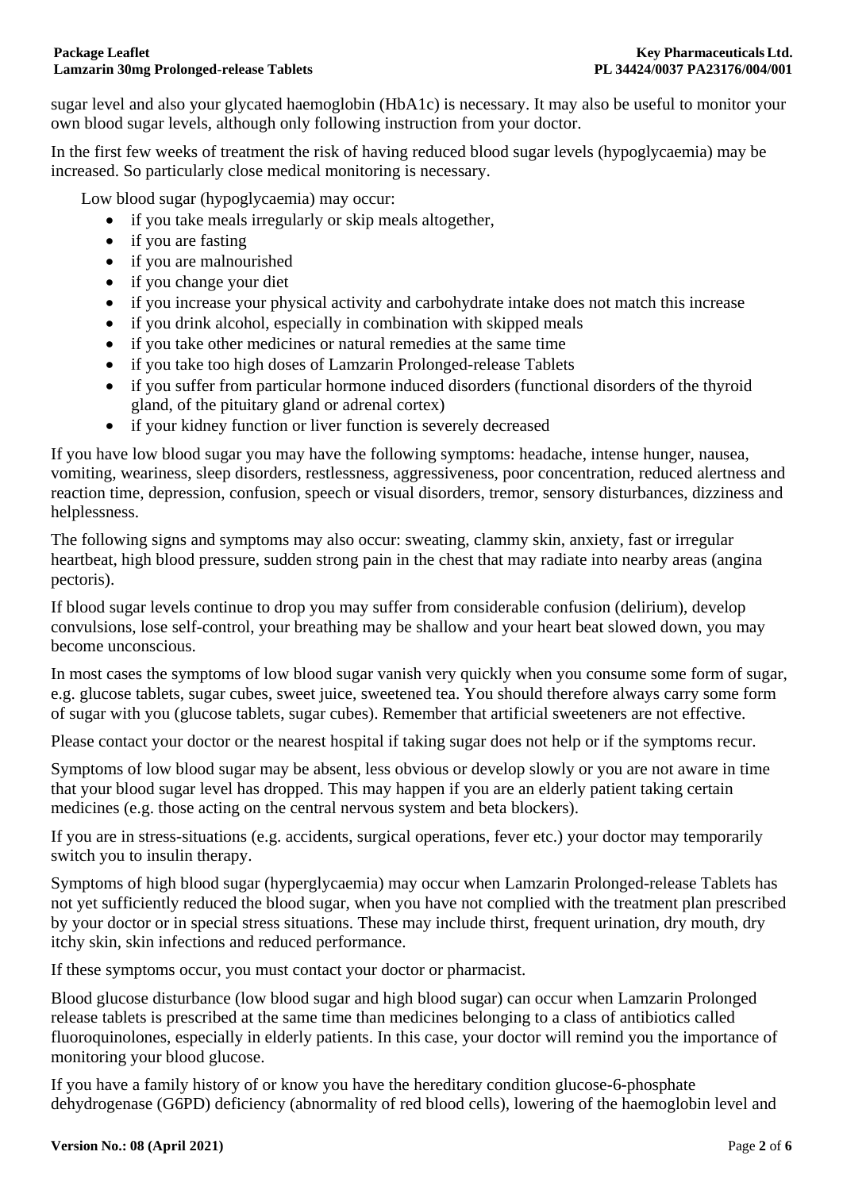sugar level and also your glycated haemoglobin (HbA1c) is necessary. It may also be useful to monitor your own blood sugar levels, although only following instruction from your doctor.

In the first few weeks of treatment the risk of having reduced blood sugar levels (hypoglycaemia) may be increased. So particularly close medical monitoring is necessary.

Low blood sugar (hypoglycaemia) may occur:

- if you take meals irregularly or skip meals altogether,
- if you are fasting
- if you are malnourished
- if you change your diet
- if you increase your physical activity and carbohydrate intake does not match this increase
- if you drink alcohol, especially in combination with skipped meals
- if you take other medicines or natural remedies at the same time
- if you take too high doses of Lamzarin Prolonged-release Tablets
- if you suffer from particular hormone induced disorders (functional disorders of the thyroid gland, of the pituitary gland or adrenal cortex)
- if your kidney function or liver function is severely decreased

If you have low blood sugar you may have the following symptoms: headache, intense hunger, nausea, vomiting, weariness, sleep disorders, restlessness, aggressiveness, poor concentration, reduced alertness and reaction time, depression, confusion, speech or visual disorders, tremor, sensory disturbances, dizziness and helplessness.

The following signs and symptoms may also occur: sweating, clammy skin, anxiety, fast or irregular heartbeat, high blood pressure, sudden strong pain in the chest that may radiate into nearby areas (angina pectoris).

If blood sugar levels continue to drop you may suffer from considerable confusion (delirium), develop convulsions, lose self-control, your breathing may be shallow and your heart beat slowed down, you may become unconscious.

In most cases the symptoms of low blood sugar vanish very quickly when you consume some form of sugar, e.g. glucose tablets, sugar cubes, sweet juice, sweetened tea. You should therefore always carry some form of sugar with you (glucose tablets, sugar cubes). Remember that artificial sweeteners are not effective.

Please contact your doctor or the nearest hospital if taking sugar does not help or if the symptoms recur.

Symptoms of low blood sugar may be absent, less obvious or develop slowly or you are not aware in time that your blood sugar level has dropped. This may happen if you are an elderly patient taking certain medicines (e.g. those acting on the central nervous system and beta blockers).

If you are in stress-situations (e.g. accidents, surgical operations, fever etc.) your doctor may temporarily switch you to insulin therapy.

Symptoms of high blood sugar (hyperglycaemia) may occur when Lamzarin Prolonged-release Tablets has not yet sufficiently reduced the blood sugar, when you have not complied with the treatment plan prescribed by your doctor or in special stress situations. These may include thirst, frequent urination, dry mouth, dry itchy skin, skin infections and reduced performance.

If these symptoms occur, you must contact your doctor or pharmacist.

Blood glucose disturbance (low blood sugar and high blood sugar) can occur when Lamzarin Prolonged release tablets is prescribed at the same time than medicines belonging to a class of antibiotics called fluoroquinolones, especially in elderly patients. In this case, your doctor will remind you the importance of monitoring your blood glucose.

If you have a family history of or know you have the hereditary condition glucose-6-phosphate dehydrogenase (G6PD) deficiency (abnormality of red blood cells), lowering of the haemoglobin level and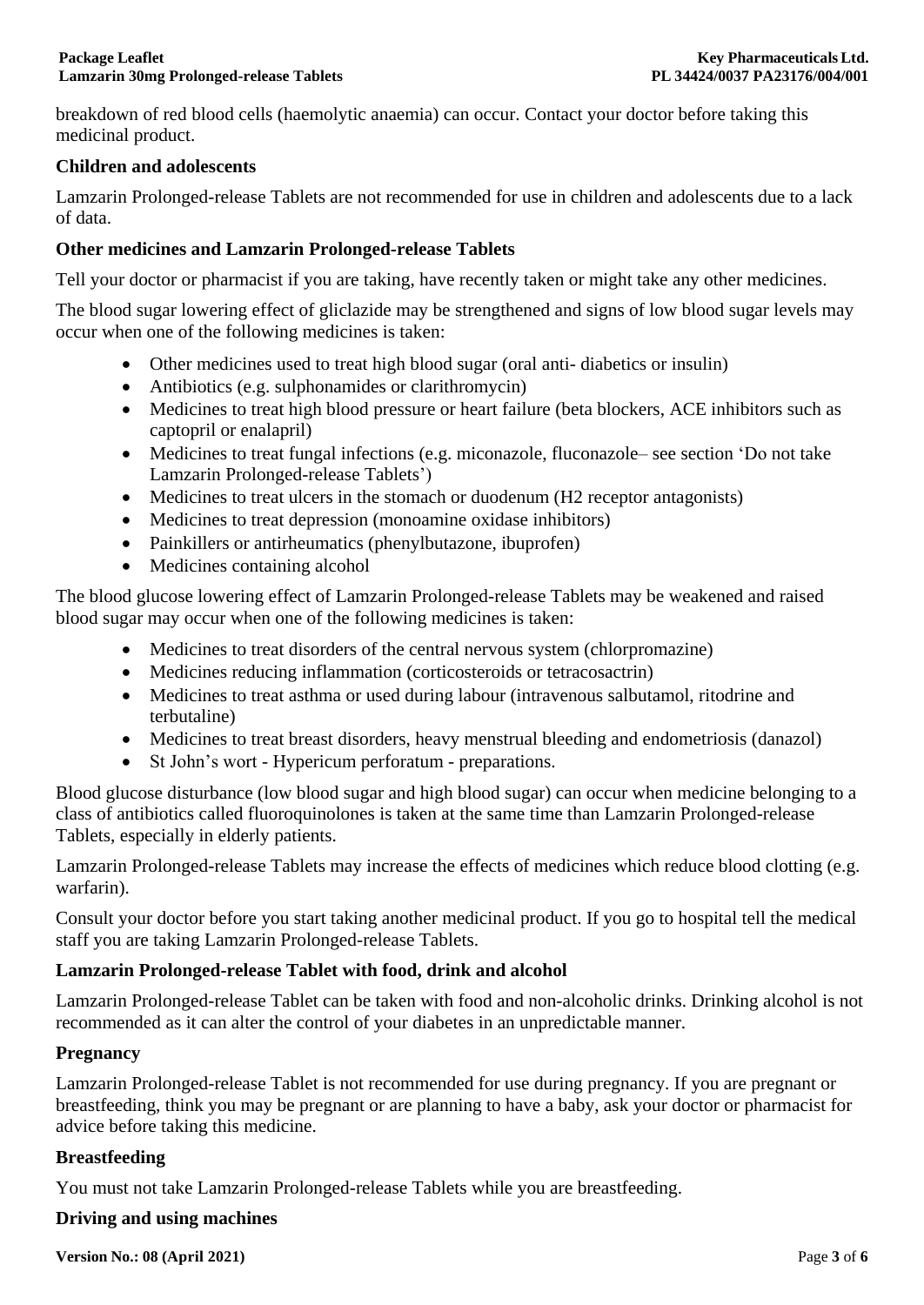breakdown of red blood cells (haemolytic anaemia) can occur. Contact your doctor before taking this medicinal product.

**Children and adolescents**

Lamzarin Prolonged-release Tablets are not recommended for use in children and adolescents due to a lack of data.

**Other medicines and Lamzarin Prolonged-release Tablets**

Tell your doctor or pharmacist if you are taking, have recently taken or might take any other medicines.

The blood sugar lowering effect of gliclazide may be strengthened and signs of low blood sugar levels may occur when one of the following medicines is taken:

- Other medicines used to treat high blood sugar (oral anti- diabetics or insulin)
- Antibiotics (e.g. sulphonamides or clarithromycin)
- Medicines to treat high blood pressure or heart failure (beta blockers, ACE inhibitors such as captopril or enalapril)
- Medicines to treat fungal infections (e.g. miconazole, fluconazole– see section 'Do not take Lamzarin Prolonged-release Tablets')
- Medicines to treat ulcers in the stomach or duodenum (H2 receptor antagonists)
- Medicines to treat depression (monoamine oxidase inhibitors)
- Painkillers or antirheumatics (phenylbutazone, ibuprofen)
- Medicines containing alcohol

The blood glucose lowering effect of Lamzarin Prolonged-release Tablets may be weakened and raised blood sugar may occur when one of the following medicines is taken:

- Medicines to treat disorders of the central nervous system (chlorpromazine)
- Medicines reducing inflammation (corticosteroids or tetracosactrin)
- Medicines to treat asthma or used during labour (intravenous salbutamol, ritodrine and terbutaline)
- Medicines to treat breast disorders, heavy menstrual bleeding and endometriosis (danazol)
- St John's wort - Hypericum perforatum - preparations.

Blood glucose disturbance (low blood sugar and high blood sugar) can occur when medicine belonging to a class of antibiotics called fluoroquinolones is taken at the same time than Lamzarin Prolonged-release Tablets, especially in elderly patients.

Lamzarin Prolonged-release Tablets may increase the effects of medicines which reduce blood clotting (e.g. warfarin).

Consult your doctor before you start taking another medicinal product. If you go to hospital tell the medical staff you are taking Lamzarin Prolonged-release Tablets.

**Lamzarin Prolonged-release Tablet with food, drink and alcohol**

Lamzarin Prolonged-release Tablet can be taken with food and non-alcoholic drinks. Drinking alcohol is not recommended as it can alter the control of your diabetes in an unpredictable manner.

**Pregnancy**

Lamzarin Prolonged-release Tablet is not recommended for use during pregnancy. If you are pregnant or breastfeeding, think you may be pregnant or are planning to have a baby, ask your doctor or pharmacist for advice before taking this medicine.

**Breastfeeding**

You must not take Lamzarin Prolonged-release Tablets while you are breastfeeding.

**Driving and using machines**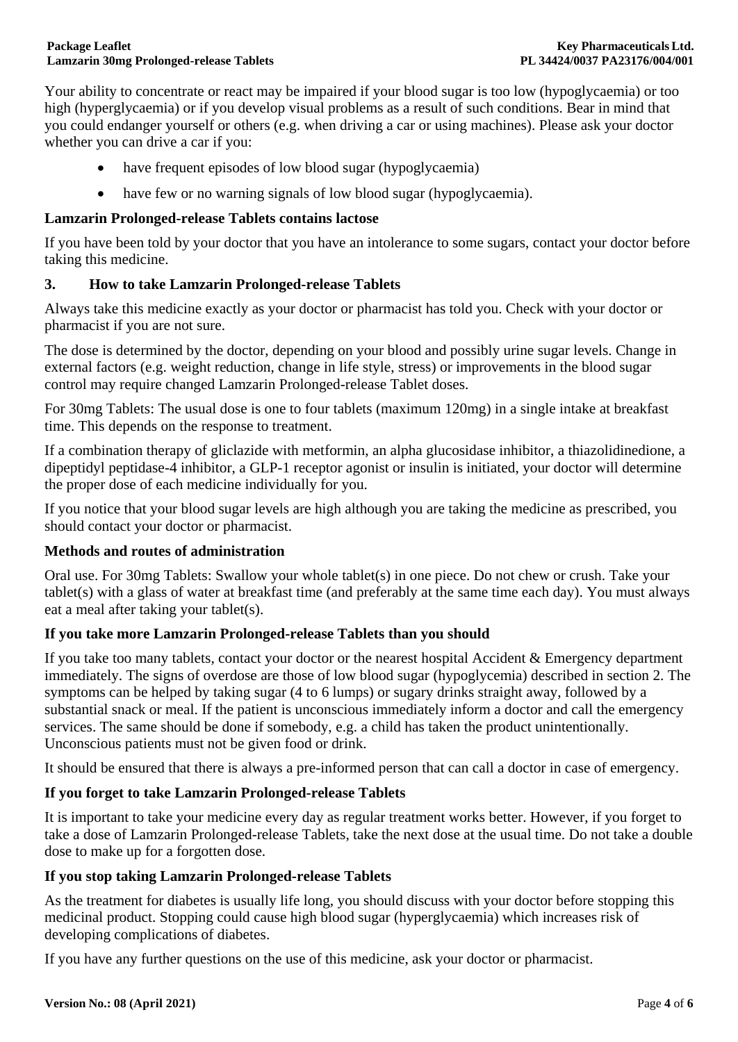Your ability to concentrate or react may be impaired if your blood sugar is too low (hypoglycaemia) or too high (hyperglycaemia) or if you develop visual problems as a result of such conditions. Bear in mind that you could endanger yourself or others (e.g. when driving a car or using machines). Please ask your doctor whether you can drive a car if you:

- have frequent episodes of low blood sugar (hypoglycaemia)
- have few or no warning signals of low blood sugar (hypoglycaemia).

**Lamzarin Prolonged-release Tablets contains lactose**

If you have been told by your doctor that you have an intolerance to some sugars, contact your doctor before taking this medicine.

## 3. How to take Lamzarin Prolonged-release Tablets

Always take this medicine exactly as your doctor or pharmacist has told you. Check with your doctor or pharmacist if you are not sure.

The dose is determined by the doctor, depending on your blood and possibly urine sugar levels. Change in external factors (e.g. weight reduction, change in life style, stress) or improvements in the blood sugar control may require changed Lamzarin Prolonged-release Tablet doses.

For 30mg Tablets: The usual dose is one to four tablets (maximum 120mg) in a single intake at breakfast time. This depends on the response to treatment.

If a combination therapy of gliclazide with metformin, an alpha glucosidase inhibitor, a thiazolidinedione, a dipeptidyl peptidase-4 inhibitor, a GLP-1 receptor agonist or insulin is initiated, your doctor will determine the proper dose of each medicine individually for you.

If you notice that your blood sugar levels are high although you are taking the medicine as prescribed, you should contact your doctor or pharmacist.

**Methods and routes of administration**

Oral use. For 30mg Tablets: Swallow your whole tablet(s) in one piece. Do not chew or crush. Take your tablet(s) with a glass of water at breakfast time (and preferably at the same time each day). You must always eat a meal after taking your tablet(s).

**If you take more Lamzarin Prolonged-release Tablets than you should**

If you take too many tablets, contact your doctor or the nearest hospital Accident & Emergency department immediately. The signs of overdose are those of low blood sugar (hypoglycemia) described in section 2. The symptoms can be helped by taking sugar (4 to 6 lumps) or sugary drinks straight away, followed by a substantial snack or meal. If the patient is unconscious immediately inform a doctor and call the emergency services. The same should be done if somebody, e.g. a child has taken the product unintentionally. Unconscious patients must not be given food or drink.

It should be ensured that there is always a pre-informed person that can call a doctor in case of emergency.

**If you forget to take Lamzarin Prolonged-release Tablets**

It is important to take your medicine every day as regular treatment works better. However, if you forget to take a dose of Lamzarin Prolonged-release Tablets, take the next dose at the usual time. Do not take a double dose to make up for a forgotten dose.

**If you stop taking Lamzarin Prolonged-release Tablets**

As the treatment for diabetes is usually life long, you should discuss with your doctor before stopping this medicinal product. Stopping could cause high blood sugar (hyperglycaemia) which increases risk of developing complications of diabetes.

If you have any further questions on the use of this medicine, ask your doctor or pharmacist.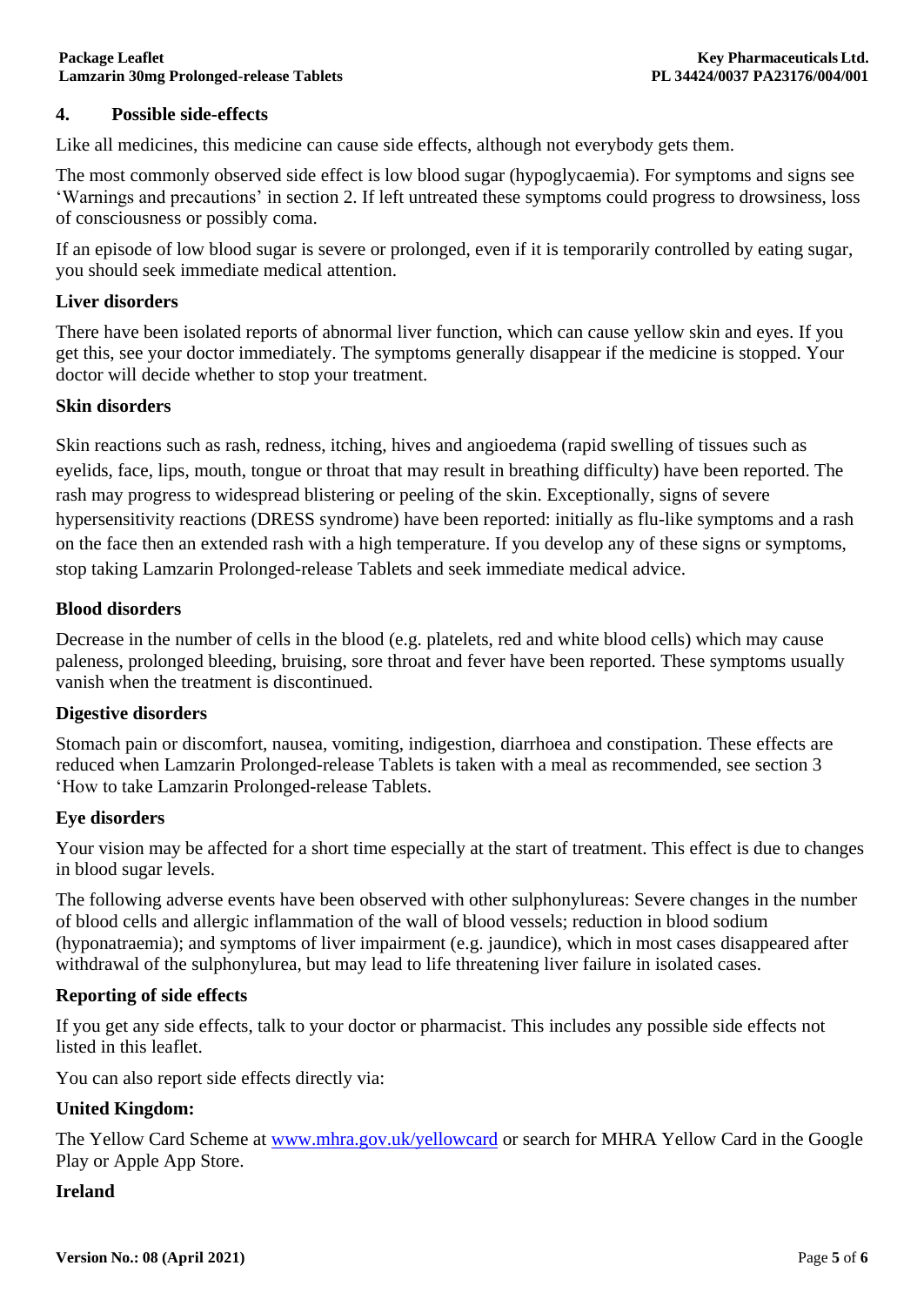## 4. Possible side-effects

Like all medicines, this medicine can cause side effects, although not everybody gets them.

The most commonly observed side effect is low blood sugar (hypoglycaemia). For symptoms and signs see 'Warnings and precautions' in section 2. If left untreated these symptoms could progress to drowsiness, loss of consciousness or possibly coma.

If an episode of low blood sugar is severe or prolonged, even if it is temporarily controlled by eating sugar, you should seek immediate medical attention.

### Liver disorders

There have been isolated reports of abnormal liver function, which can cause yellow skin and eyes. If you get this, see your doctor immediately. The symptoms generally disappear if the medicine is stopped. Your doctor will decide whether to stop your treatment.

### Skin disorders

Skin reactions such as rash, redness, itching, hives and angioedema (rapid swelling of tissues such as eyelids, face, lips, mouth, tongue or throat that may result in breathing difficulty) have been reported. The rash may progress to widespread blistering or peeling of the skin. Exceptionally, signs of severe hypersensitivity reactions (DRESS syndrome) have been reported: initially as flu-like symptoms and a rash on the face then an extended rash with a high temperature. If you develop any of these signs or symptoms, stop taking Lamzarin Prolonged-release Tablets and seek immediate medical advice.

### Blood disorders

Decrease in the number of cells in the blood (e.g. platelets, red and white blood cells) which may cause paleness, prolonged bleeding, bruising, sore throat and fever have been reported. These symptoms usually vanish when the treatment is discontinued.

### Digestive disorders

Stomach pain or discomfort, nausea, vomiting, indigestion, diarrhoea and constipation. These effects are reduced when Lamzarin Prolonged-release Tablets is taken with a meal as recommended, see section 3 'How to take Lamzarin Prolonged-release Tablets.

### Eye disorders

Your vision may be affected for a short time especially at the start of treatment. This effect is due to changes in blood sugar levels.

The following adverse events have been observed with other sulphonylureas: Severe changes in the number of blood cells and allergic inflammation of the wall of blood vessels; reduction in blood sodium (hyponatraemia); and symptoms of liver impairment (e.g. jaundice), which in most cases disappeared after withdrawal of the sulphonylurea, but may lead to life threatening liver failure in isolated cases.

### Reporting of side effects

If you get any side effects, talk to your doctor or pharmacist. This includes any possible side effects not listed in this leaflet.

You can also report side effects directly via:

**United Kingdom:**

The Yellow Card Scheme at www.mhra.gov.uk/yellowcard or search for MHRA Yellow Card in the Google Play or Apple App Store.

**Ireland**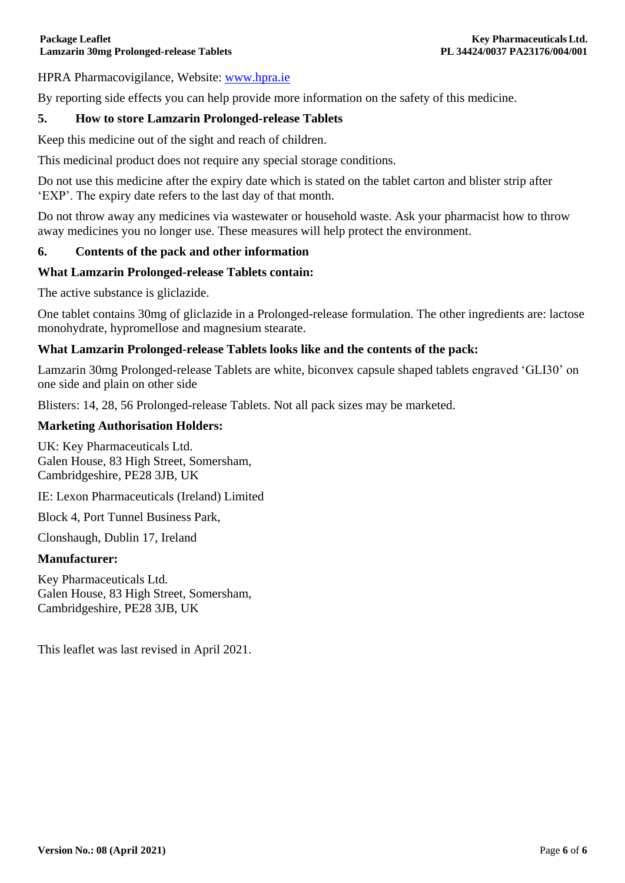HPRA Pharmacovigilance, Website: www.hpra.ie

By reporting side effects you can help provide more information on the safety of this medicine.

## 5. How to store Lamzarin Prolonged-release Tablets

Keep this medicine out of the sight and reach of children.

This medicinal product does not require any special storage conditions.

Do not use this medicine after the expiry date which is stated on the tablet carton and blister strip after 'EXP'. The expiry date refers to the last day of that month.

Do not throw away any medicines via wastewater or household waste. Ask your pharmacist how to throw away medicines you no longer use. These measures will help protect the environment.

## 6. Contents of the pack and other information

### What Lamzarin Prolonged-release Tablets contain:

The active substance is gliclazide.

One tablet contains 30mg of gliclazide in a Prolonged-release formulation. The other ingredients are: lactose monohydrate, hypromellose and magnesium stearate.

### What Lamzarin Prolonged-release Tablets looks like and the contents of the pack:

Lamzarin 30mg Prolonged-release Tablets are white, biconvex capsule shaped tablets engraved 'GLI30' on one side and plain on other side

Blisters: 14, 28, 56 Prolonged-release Tablets. Not all pack sizes may be marketed.

### Marketing Authorisation Holders:

UK: Key Pharmaceuticals Ltd.
Galen House, 83 High Street, Somersham,
Cambridgeshire, PE28 3JB, UK

IE: Lexon Pharmaceuticals (Ireland) Limited

Block 4, Port Tunnel Business Park,

Clonshaugh, Dublin 17, Ireland

### Manufacturer:

Key Pharmaceuticals Ltd.
Galen House, 83 High Street, Somersham,
Cambridgeshire, PE28 3JB, UK

This leaflet was last revised in April 2021.